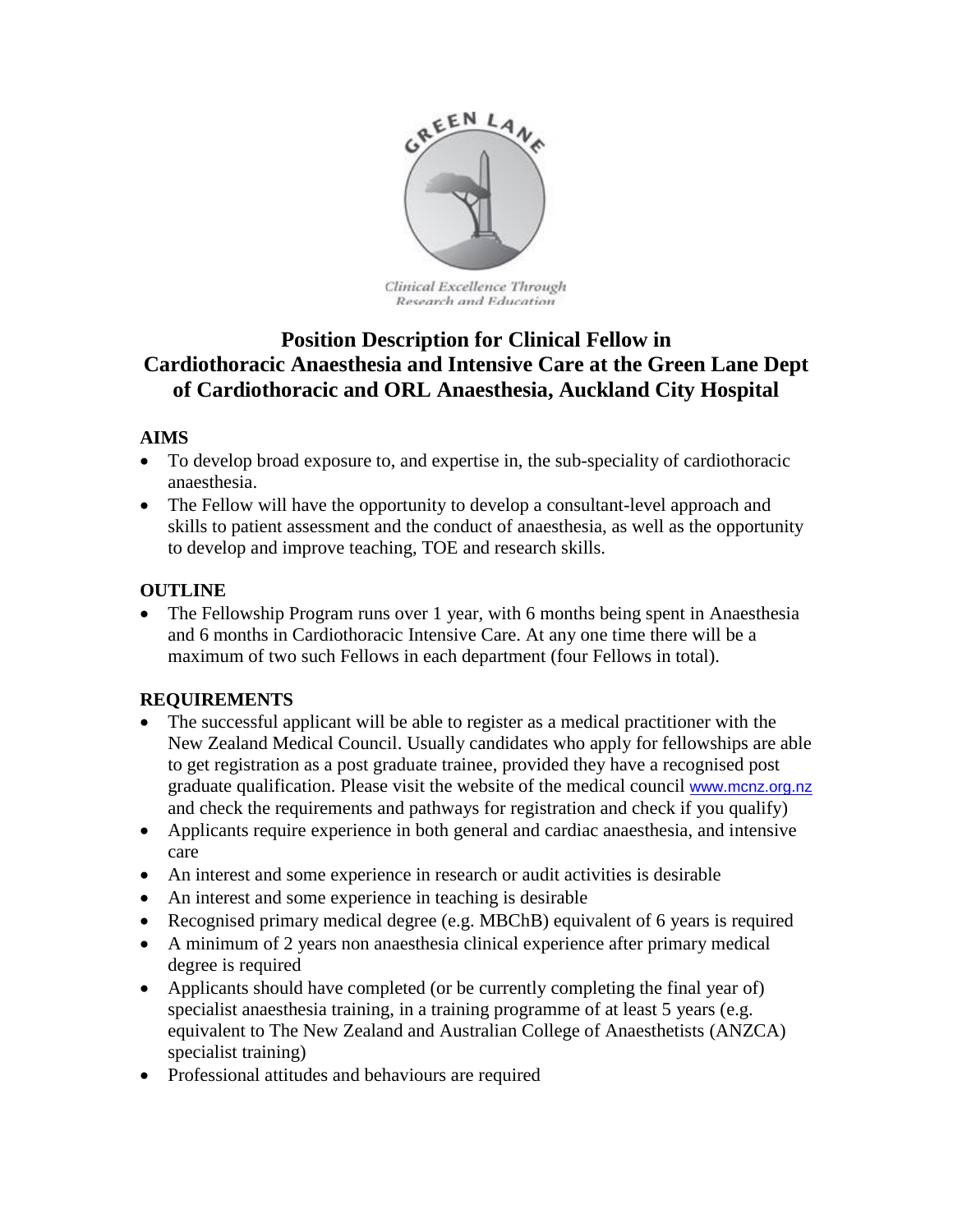GREEN LANE

*Clinical Excellence Through Research and Education*

# Position Description for Clinical Fellow in Cardiothoracic Anaesthesia and Intensive Care at the Green Lane Dept of Cardiothoracic and ORL Anaesthesia, Auckland City Hospital

## AIMS

- To develop broad exposure to, and expertise in, the sub-speciality of cardiothoracic anaesthesia.
- The Fellow will have the opportunity to develop a consultant-level approach and skills to patient assessment and the conduct of anaesthesia, as well as the opportunity to develop and improve teaching, TOE and research skills.

## OUTLINE

- The Fellowship Program runs over 1 year, with 6 months being spent in Anaesthesia and 6 months in Cardiothoracic Intensive Care. At any one time there will be a maximum of two such Fellows in each department (four Fellows in total).

## REQUIREMENTS

- The successful applicant will be able to register as a medical practitioner with the New Zealand Medical Council. Usually candidates who apply for fellowships are able to get registration as a post graduate trainee, provided they have a recognised post graduate qualification. Please visit the website of the medical council www.mcnz.org.nz and check the requirements and pathways for registration and check if you qualify)
- Applicants require experience in both general and cardiac anaesthesia, and intensive care
- An interest and some experience in research or audit activities is desirable
- An interest and some experience in teaching is desirable
- Recognised primary medical degree (e.g. MBChB) equivalent of 6 years is required
- A minimum of 2 years non anaesthesia clinical experience after primary medical degree is required
- Applicants should have completed (or be currently completing the final year of) specialist anaesthesia training, in a training programme of at least 5 years (e.g. equivalent to The New Zealand and Australian College of Anaesthetists (ANZCA) specialist training)
- Professional attitudes and behaviours are required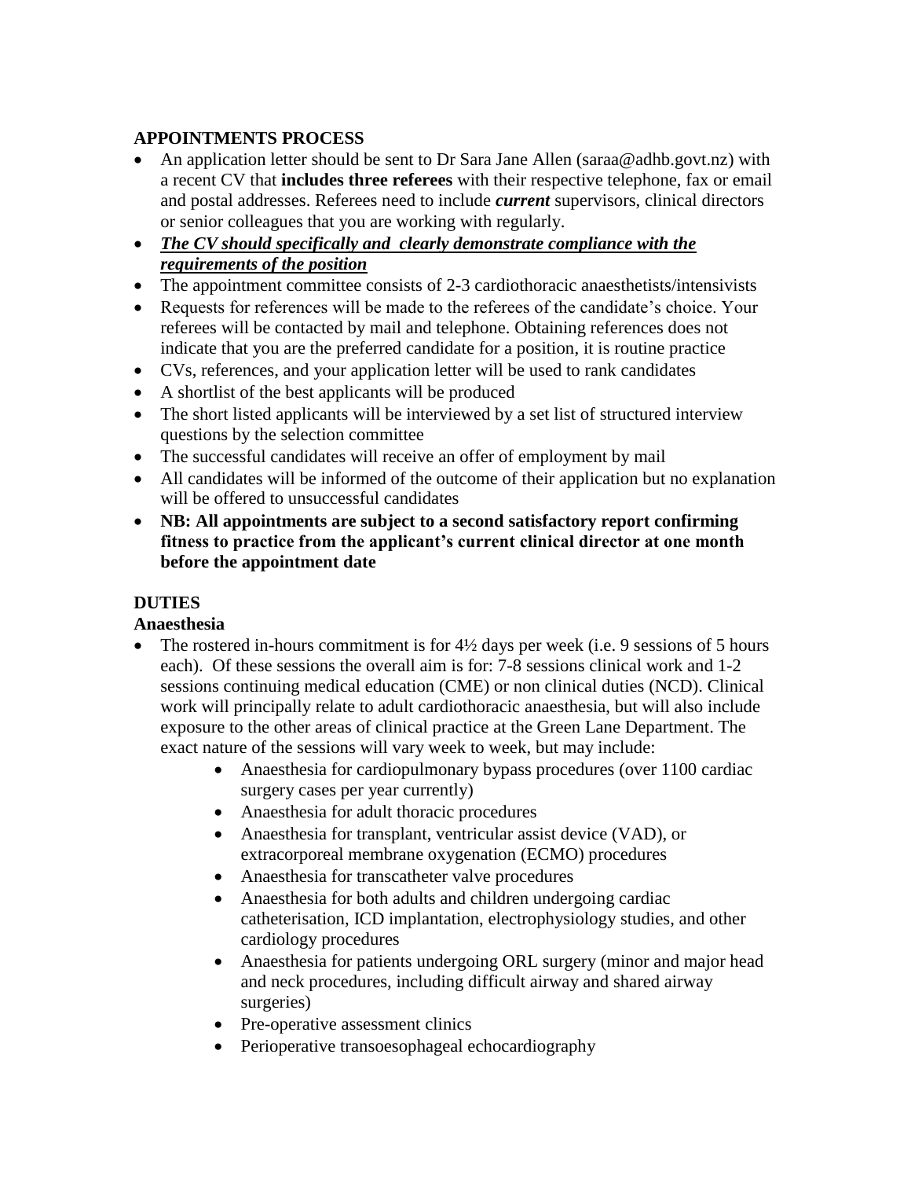## APPOINTMENTS PROCESS

- An application letter should be sent to Dr Sara Jane Allen (saraa@adhb.govt.nz) with a recent CV that **includes three referees** with their respective telephone, fax or email and postal addresses. Referees need to include ***current*** supervisors, clinical directors or senior colleagues that you are working with regularly.
- ***The CV should specifically and clearly demonstrate compliance with the requirements of the position***
- The appointment committee consists of 2-3 cardiothoracic anaesthetists/intensivists
- Requests for references will be made to the referees of the candidate's choice. Your referees will be contacted by mail and telephone. Obtaining references does not indicate that you are the preferred candidate for a position, it is routine practice
- CVs, references, and your application letter will be used to rank candidates
- A shortlist of the best applicants will be produced
- The short listed applicants will be interviewed by a set list of structured interview questions by the selection committee
- The successful candidates will receive an offer of employment by mail
- All candidates will be informed of the outcome of their application but no explanation will be offered to unsuccessful candidates
- **NB: All appointments are subject to a second satisfactory report confirming fitness to practice from the applicant's current clinical director at one month before the appointment date**

## DUTIES

### Anaesthesia

- The rostered in-hours commitment is for 4½ days per week (i.e. 9 sessions of 5 hours each). Of these sessions the overall aim is for: 7-8 sessions clinical work and 1-2 sessions continuing medical education (CME) or non clinical duties (NCD). Clinical work will principally relate to adult cardiothoracic anaesthesia, but will also include exposure to the other areas of clinical practice at the Green Lane Department. The exact nature of the sessions will vary week to week, but may include:
    - Anaesthesia for cardiopulmonary bypass procedures (over 1100 cardiac surgery cases per year currently)
    - Anaesthesia for adult thoracic procedures
    - Anaesthesia for transplant, ventricular assist device (VAD), or extracorporeal membrane oxygenation (ECMO) procedures
    - Anaesthesia for transcatheter valve procedures
    - Anaesthesia for both adults and children undergoing cardiac catheterisation, ICD implantation, electrophysiology studies, and other cardiology procedures
    - Anaesthesia for patients undergoing ORL surgery (minor and major head and neck procedures, including difficult airway and shared airway surgeries)
    - Pre-operative assessment clinics
    - Perioperative transoesophageal echocardiography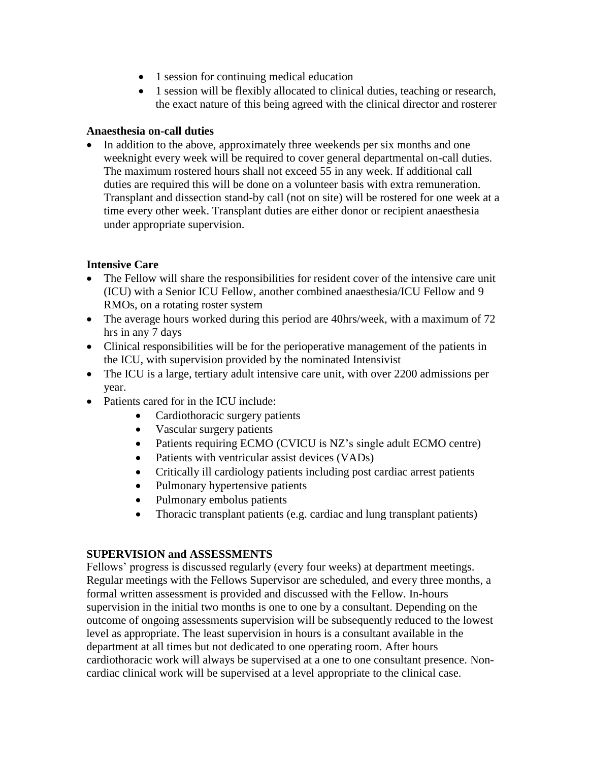- 1 session for continuing medical education
- 1 session will be flexibly allocated to clinical duties, teaching or research, the exact nature of this being agreed with the clinical director and rosterer

**Anaesthesia on-call duties**

- In addition to the above, approximately three weekends per six months and one weeknight every week will be required to cover general departmental on-call duties. The maximum rostered hours shall not exceed 55 in any week. If additional call duties are required this will be done on a volunteer basis with extra remuneration. Transplant and dissection stand-by call (not on site) will be rostered for one week at a time every other week. Transplant duties are either donor or recipient anaesthesia under appropriate supervision.

**Intensive Care**

- The Fellow will share the responsibilities for resident cover of the intensive care unit (ICU) with a Senior ICU Fellow, another combined anaesthesia/ICU Fellow and 9 RMOs, on a rotating roster system
- The average hours worked during this period are 40hrs/week, with a maximum of 72 hrs in any 7 days
- Clinical responsibilities will be for the perioperative management of the patients in the ICU, with supervision provided by the nominated Intensivist
- The ICU is a large, tertiary adult intensive care unit, with over 2200 admissions per year.
- Patients cared for in the ICU include:
  - Cardiothoracic surgery patients
  - Vascular surgery patients
  - Patients requiring ECMO (CVICU is NZ's single adult ECMO centre)
  - Patients with ventricular assist devices (VADs)
  - Critically ill cardiology patients including post cardiac arrest patients
  - Pulmonary hypertensive patients
  - Pulmonary embolus patients
  - Thoracic transplant patients (e.g. cardiac and lung transplant patients)

**SUPERVISION and ASSESSMENTS**

Fellows' progress is discussed regularly (every four weeks) at department meetings. Regular meetings with the Fellows Supervisor are scheduled, and every three months, a formal written assessment is provided and discussed with the Fellow. In-hours supervision in the initial two months is one to one by a consultant. Depending on the outcome of ongoing assessments supervision will be subsequently reduced to the lowest level as appropriate. The least supervision in hours is a consultant available in the department at all times but not dedicated to one operating room. After hours cardiothoracic work will always be supervised at a one to one consultant presence. Non-cardiac clinical work will be supervised at a level appropriate to the clinical case.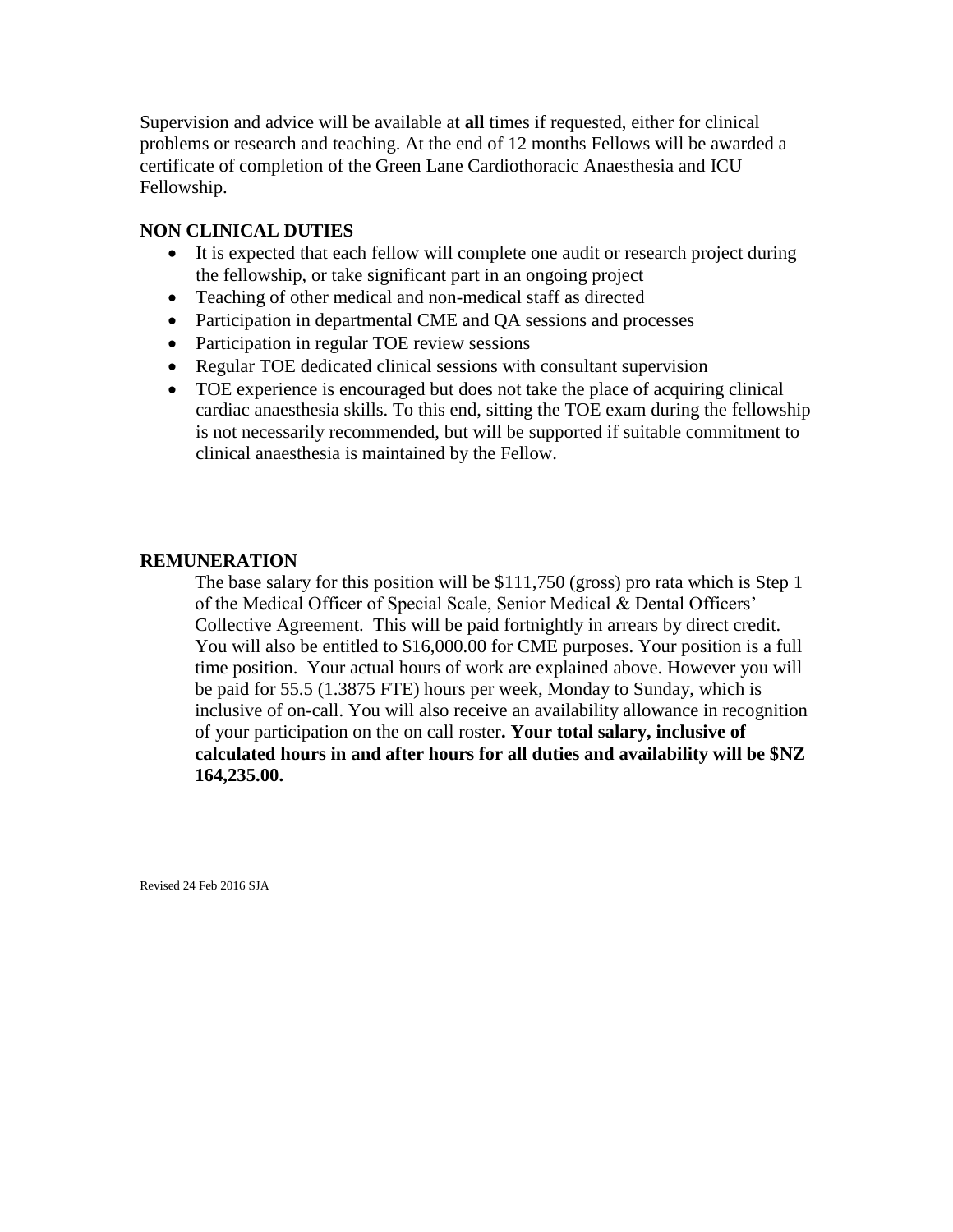Supervision and advice will be available at **all** times if requested, either for clinical problems or research and teaching. At the end of 12 months Fellows will be awarded a certificate of completion of the Green Lane Cardiothoracic Anaesthesia and ICU Fellowship.

## NON CLINICAL DUTIES

- It is expected that each fellow will complete one audit or research project during the fellowship, or take significant part in an ongoing project
- Teaching of other medical and non-medical staff as directed
- Participation in departmental CME and QA sessions and processes
- Participation in regular TOE review sessions
- Regular TOE dedicated clinical sessions with consultant supervision
- TOE experience is encouraged but does not take the place of acquiring clinical cardiac anaesthesia skills. To this end, sitting the TOE exam during the fellowship is not necessarily recommended, but will be supported if suitable commitment to clinical anaesthesia is maintained by the Fellow.

## REMUNERATION

The base salary for this position will be $111,750 (gross) pro rata which is Step 1 of the Medical Officer of Special Scale, Senior Medical & Dental Officers' Collective Agreement. This will be paid fortnightly in arrears by direct credit. You will also be entitled to $16,000.00 for CME purposes. Your position is a full time position. Your actual hours of work are explained above. However you will be paid for 55.5 (1.3875 FTE) hours per week, Monday to Sunday, which is inclusive of on-call. You will also receive an availability allowance in recognition of your participation on the on call roster**. Your total salary, inclusive of calculated hours in and after hours for all duties and availability will be $NZ 164,235.00.**

Revised 24 Feb 2016 SJA